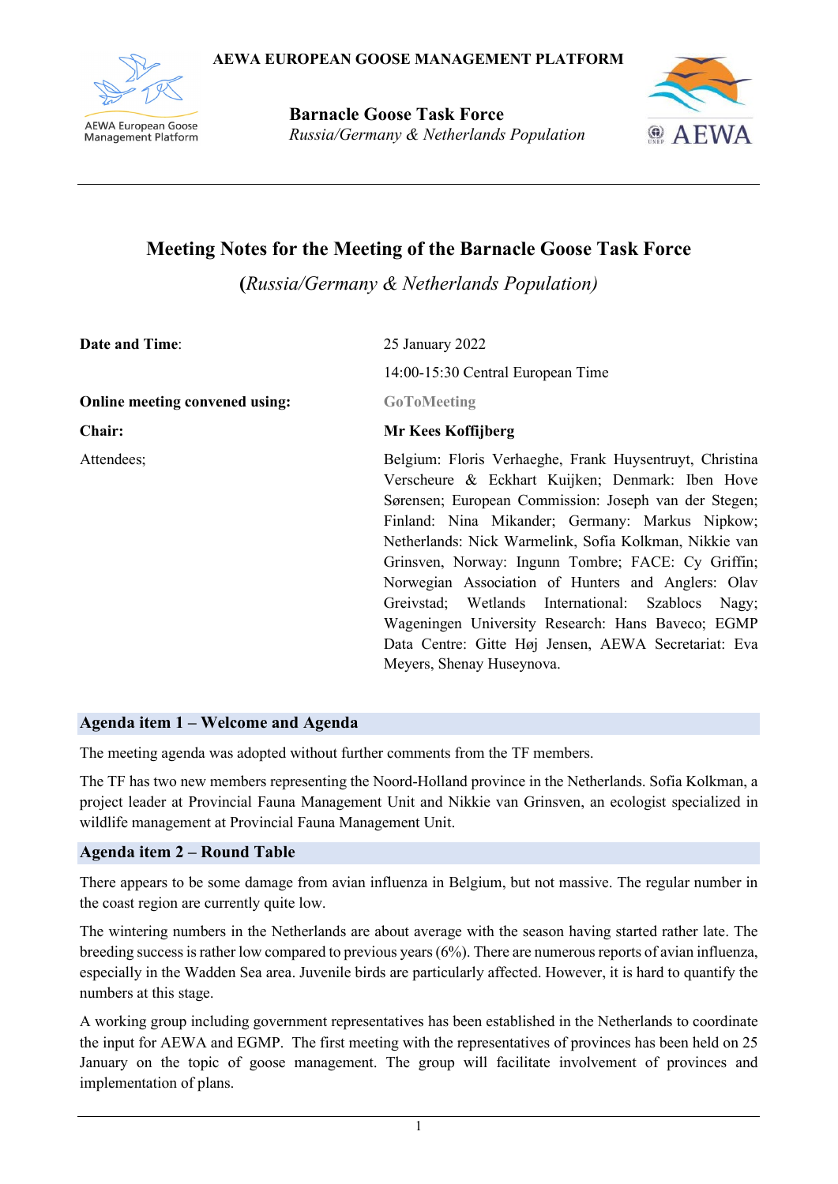AEWA EUROPEAN GOOSE MANAGEMENT PLATFORM

**Barnacle Goose Task Force**
*Russia/Germany & Netherlands Population*

# Meeting Notes for the Meeting of the Barnacle Goose Task Force

**(***Russia/Germany & Netherlands Population)*

| | |
|---|---|
| **Date and Time**: | 25 January 2022 |
| | 14:00-15:30 Central European Time |
| **Online meeting convened using:** | GoToMeeting |
| **Chair:** | **Mr Kees Koffijberg** |
| Attendees; | Belgium: Floris Verhaeghe, Frank Huysentruyt, Christina Verscheure & Eckhart Kuijken; Denmark: Iben Hove Sørensen; European Commission: Joseph van der Stegen; Finland: Nina Mikander; Germany: Markus Nipkow; Netherlands: Nick Warmelink, Sofia Kolkman, Nikkie van Grinsven, Norway: Ingunn Tombre; FACE: Cy Griffin; Norwegian Association of Hunters and Anglers: Olav Greivstad; Wetlands International: Szablocs Nagy; Wageningen University Research: Hans Baveco; EGMP Data Centre: Gitte Høj Jensen, AEWA Secretariat: Eva Meyers, Shenay Huseynova. |

## Agenda item 1 – Welcome and Agenda

The meeting agenda was adopted without further comments from the TF members.

The TF has two new members representing the Noord-Holland province in the Netherlands. Sofia Kolkman, a project leader at Provincial Fauna Management Unit and Nikkie van Grinsven, an ecologist specialized in wildlife management at Provincial Fauna Management Unit.

## Agenda item 2 – Round Table

There appears to be some damage from avian influenza in Belgium, but not massive. The regular number in the coast region are currently quite low.

The wintering numbers in the Netherlands are about average with the season having started rather late. The breeding success is rather low compared to previous years (6%). There are numerous reports of avian influenza, especially in the Wadden Sea area. Juvenile birds are particularly affected. However, it is hard to quantify the numbers at this stage.

A working group including government representatives has been established in the Netherlands to coordinate the input for AEWA and EGMP. The first meeting with the representatives of provinces has been held on 25 January on the topic of goose management. The group will facilitate involvement of provinces and implementation of plans.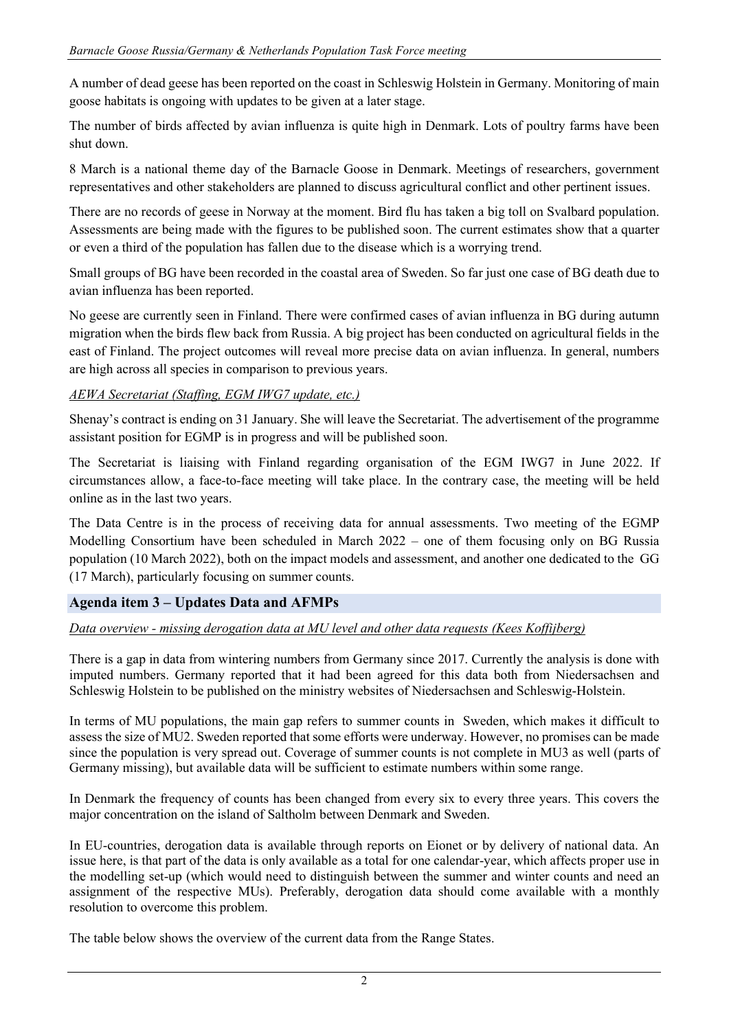A number of dead geese has been reported on the coast in Schleswig Holstein in Germany. Monitoring of main goose habitats is ongoing with updates to be given at a later stage.

The number of birds affected by avian influenza is quite high in Denmark. Lots of poultry farms have been shut down.

8 March is a national theme day of the Barnacle Goose in Denmark. Meetings of researchers, government representatives and other stakeholders are planned to discuss agricultural conflict and other pertinent issues.

There are no records of geese in Norway at the moment. Bird flu has taken a big toll on Svalbard population. Assessments are being made with the figures to be published soon. The current estimates show that a quarter or even a third of the population has fallen due to the disease which is a worrying trend.

Small groups of BG have been recorded in the coastal area of Sweden. So far just one case of BG death due to avian influenza has been reported.

No geese are currently seen in Finland. There were confirmed cases of avian influenza in BG during autumn migration when the birds flew back from Russia. A big project has been conducted on agricultural fields in the east of Finland. The project outcomes will reveal more precise data on avian influenza. In general, numbers are high across all species in comparison to previous years.

*AEWA Secretariat (Staffing, EGM IWG7 update, etc.)*

Shenay's contract is ending on 31 January. She will leave the Secretariat. The advertisement of the programme assistant position for EGMP is in progress and will be published soon.

The Secretariat is liaising with Finland regarding organisation of the EGM IWG7 in June 2022. If circumstances allow, a face-to-face meeting will take place. In the contrary case, the meeting will be held online as in the last two years.

The Data Centre is in the process of receiving data for annual assessments. Two meeting of the EGMP Modelling Consortium have been scheduled in March 2022 – one of them focusing only on BG Russia population (10 March 2022), both on the impact models and assessment, and another one dedicated to the GG (17 March), particularly focusing on summer counts.

## Agenda item 3 – Updates Data and AFMPs

*Data overview - missing derogation data at MU level and other data requests (Kees Koffijberg)*

There is a gap in data from wintering numbers from Germany since 2017. Currently the analysis is done with imputed numbers. Germany reported that it had been agreed for this data both from Niedersachsen and Schleswig Holstein to be published on the ministry websites of Niedersachsen and Schleswig-Holstein.

In terms of MU populations, the main gap refers to summer counts in Sweden, which makes it difficult to assess the size of MU2. Sweden reported that some efforts were underway. However, no promises can be made since the population is very spread out. Coverage of summer counts is not complete in MU3 as well (parts of Germany missing), but available data will be sufficient to estimate numbers within some range.

In Denmark the frequency of counts has been changed from every six to every three years. This covers the major concentration on the island of Saltholm between Denmark and Sweden.

In EU-countries, derogation data is available through reports on Eionet or by delivery of national data. An issue here, is that part of the data is only available as a total for one calendar-year, which affects proper use in the modelling set-up (which would need to distinguish between the summer and winter counts and need an assignment of the respective MUs). Preferably, derogation data should come available with a monthly resolution to overcome this problem.

The table below shows the overview of the current data from the Range States.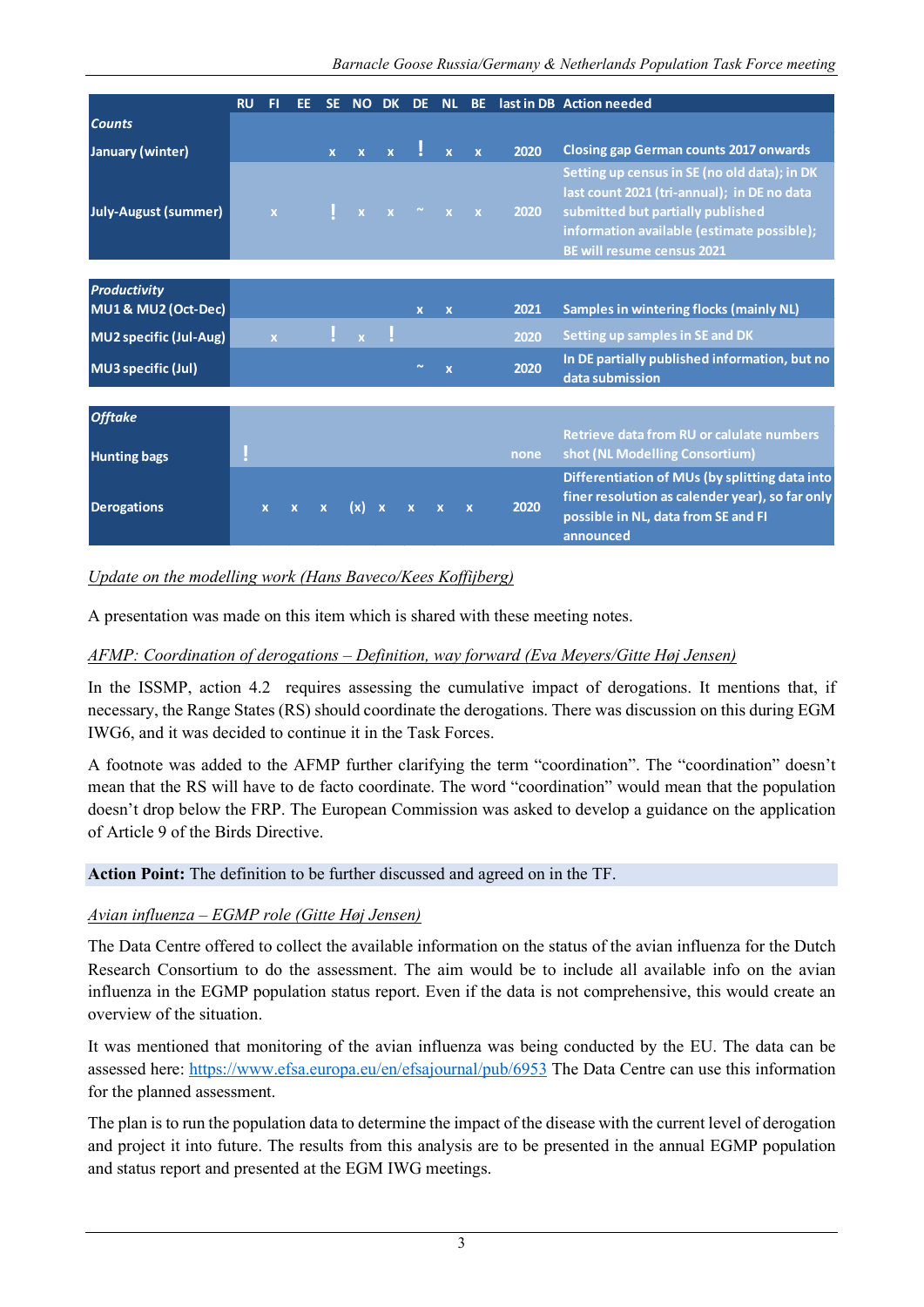| | RU | FI | EE | SE | NO | DK | DE | NL | BE | last in DB | Action needed |
|---|---|---|---|---|---|---|---|---|---|---|---|
| ***Counts*** | | | | | | | | | | | |
| **January (winter)** | | | | x | x | x | ! | x | x | 2020 | Closing gap German counts 2017 onwards |
| **July-August (summer)** | | x | | ! | x | x | ~ | x | x | 2020 | Setting up census in SE (no old data); in DK last count 2021 (tri-annual); in DE no data submitted but partially published information available (estimate possible); BE will resume census 2021 |
| ***Productivity*** | | | | | | | | | | | |
| **MU1 & MU2 (Oct-Dec)** | | | | | | | x | x | | 2021 | Samples in wintering flocks (mainly NL) |
| **MU2 specific (Jul-Aug)** | | x | | ! | x | ! | | | | 2020 | Setting up samples in SE and DK |
| **MU3 specific (Jul)** | | | | | | | ~ | x | | 2020 | In DE partially published information, but no data submission |
| ***Offtake*** | | | | | | | | | | | |
| **Hunting bags** | ! | | | | | | | | | none | Retrieve data from RU or calulate numbers shot (NL Modelling Consortium) |
| **Derogations** | | x | x | x | (x) | x | x | x | x | 2020 | Differentiation of MUs (by splitting data into finer resolution as calender year), so far only possible in NL, data from SE and FI announced |

*Update on the modelling work (Hans Baveco/Kees Koffijberg)*

A presentation was made on this item which is shared with these meeting notes.

*AFMP: Coordination of derogations – Definition, way forward (Eva Meyers/Gitte Høj Jensen)*

In the ISSMP, action 4.2 requires assessing the cumulative impact of derogations. It mentions that, if necessary, the Range States (RS) should coordinate the derogations. There was discussion on this during EGM IWG6, and it was decided to continue it in the Task Forces.

A footnote was added to the AFMP further clarifying the term "coordination". The "coordination" doesn't mean that the RS will have to de facto coordinate. The word "coordination" would mean that the population doesn't drop below the FRP. The European Commission was asked to develop a guidance on the application of Article 9 of the Birds Directive.

**Action Point:** The definition to be further discussed and agreed on in the TF.

*Avian influenza – EGMP role (Gitte Høj Jensen)*

The Data Centre offered to collect the available information on the status of the avian influenza for the Dutch Research Consortium to do the assessment. The aim would be to include all available info on the avian influenza in the EGMP population status report. Even if the data is not comprehensive, this would create an overview of the situation.

It was mentioned that monitoring of the avian influenza was being conducted by the EU. The data can be assessed here: https://www.efsa.europa.eu/en/efsajournal/pub/6953 The Data Centre can use this information for the planned assessment.

The plan is to run the population data to determine the impact of the disease with the current level of derogation and project it into future. The results from this analysis are to be presented in the annual EGMP population and status report and presented at the EGM IWG meetings.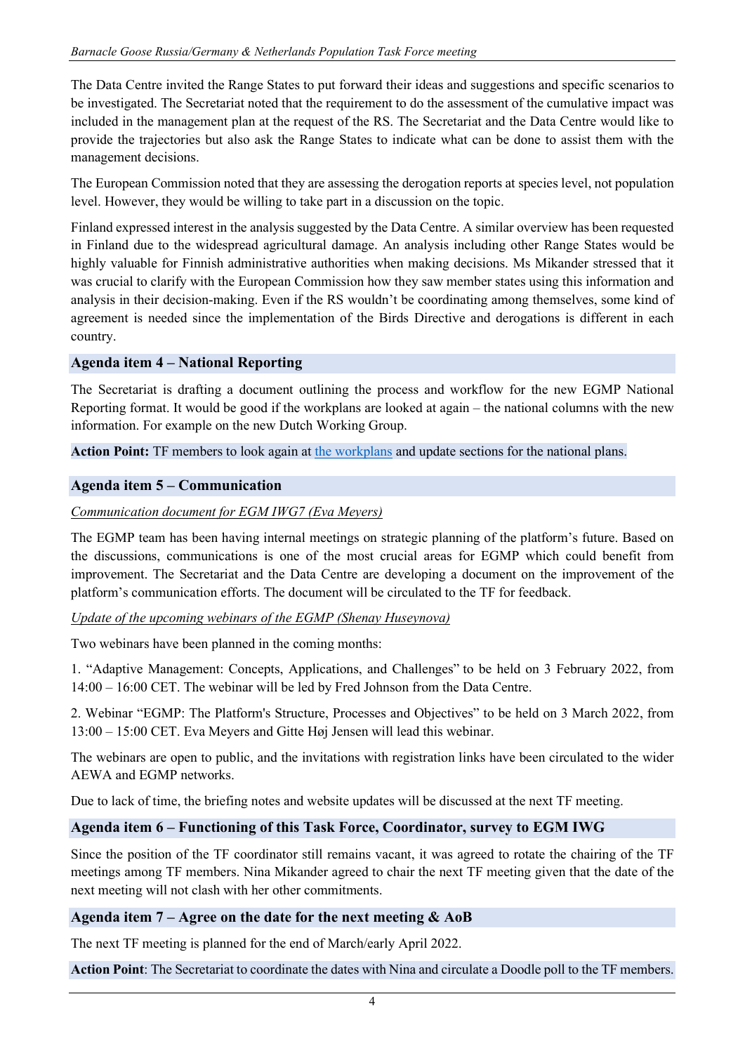The Data Centre invited the Range States to put forward their ideas and suggestions and specific scenarios to be investigated. The Secretariat noted that the requirement to do the assessment of the cumulative impact was included in the management plan at the request of the RS. The Secretariat and the Data Centre would like to provide the trajectories but also ask the Range States to indicate what can be done to assist them with the management decisions.

The European Commission noted that they are assessing the derogation reports at species level, not population level. However, they would be willing to take part in a discussion on the topic.

Finland expressed interest in the analysis suggested by the Data Centre. A similar overview has been requested in Finland due to the widespread agricultural damage. An analysis including other Range States would be highly valuable for Finnish administrative authorities when making decisions. Ms Mikander stressed that it was crucial to clarify with the European Commission how they saw member states using this information and analysis in their decision-making. Even if the RS wouldn't be coordinating among themselves, some kind of agreement is needed since the implementation of the Birds Directive and derogations is different in each country.

## Agenda item 4 – National Reporting

The Secretariat is drafting a document outlining the process and workflow for the new EGMP National Reporting format. It would be good if the workplans are looked at again – the national columns with the new information. For example on the new Dutch Working Group.

**Action Point:** TF members to look again at the workplans and update sections for the national plans.

## Agenda item 5 – Communication

*Communication document for EGM IWG7 (Eva Meyers)*

The EGMP team has been having internal meetings on strategic planning of the platform's future. Based on the discussions, communications is one of the most crucial areas for EGMP which could benefit from improvement. The Secretariat and the Data Centre are developing a document on the improvement of the platform's communication efforts. The document will be circulated to the TF for feedback.

*Update of the upcoming webinars of the EGMP (Shenay Huseynova)*

Two webinars have been planned in the coming months:

1. "Adaptive Management: Concepts, Applications, and Challenges" to be held on 3 February 2022, from 14:00 – 16:00 CET. The webinar will be led by Fred Johnson from the Data Centre.

2. Webinar "EGMP: The Platform's Structure, Processes and Objectives" to be held on 3 March 2022, from 13:00 – 15:00 CET. Eva Meyers and Gitte Høj Jensen will lead this webinar.

The webinars are open to public, and the invitations with registration links have been circulated to the wider AEWA and EGMP networks.

Due to lack of time, the briefing notes and website updates will be discussed at the next TF meeting.

## Agenda item 6 – Functioning of this Task Force, Coordinator, survey to EGM IWG

Since the position of the TF coordinator still remains vacant, it was agreed to rotate the chairing of the TF meetings among TF members. Nina Mikander agreed to chair the next TF meeting given that the date of the next meeting will not clash with her other commitments.

## Agenda item 7 – Agree on the date for the next meeting & AoB

The next TF meeting is planned for the end of March/early April 2022.

**Action Point**: The Secretariat to coordinate the dates with Nina and circulate a Doodle poll to the TF members.